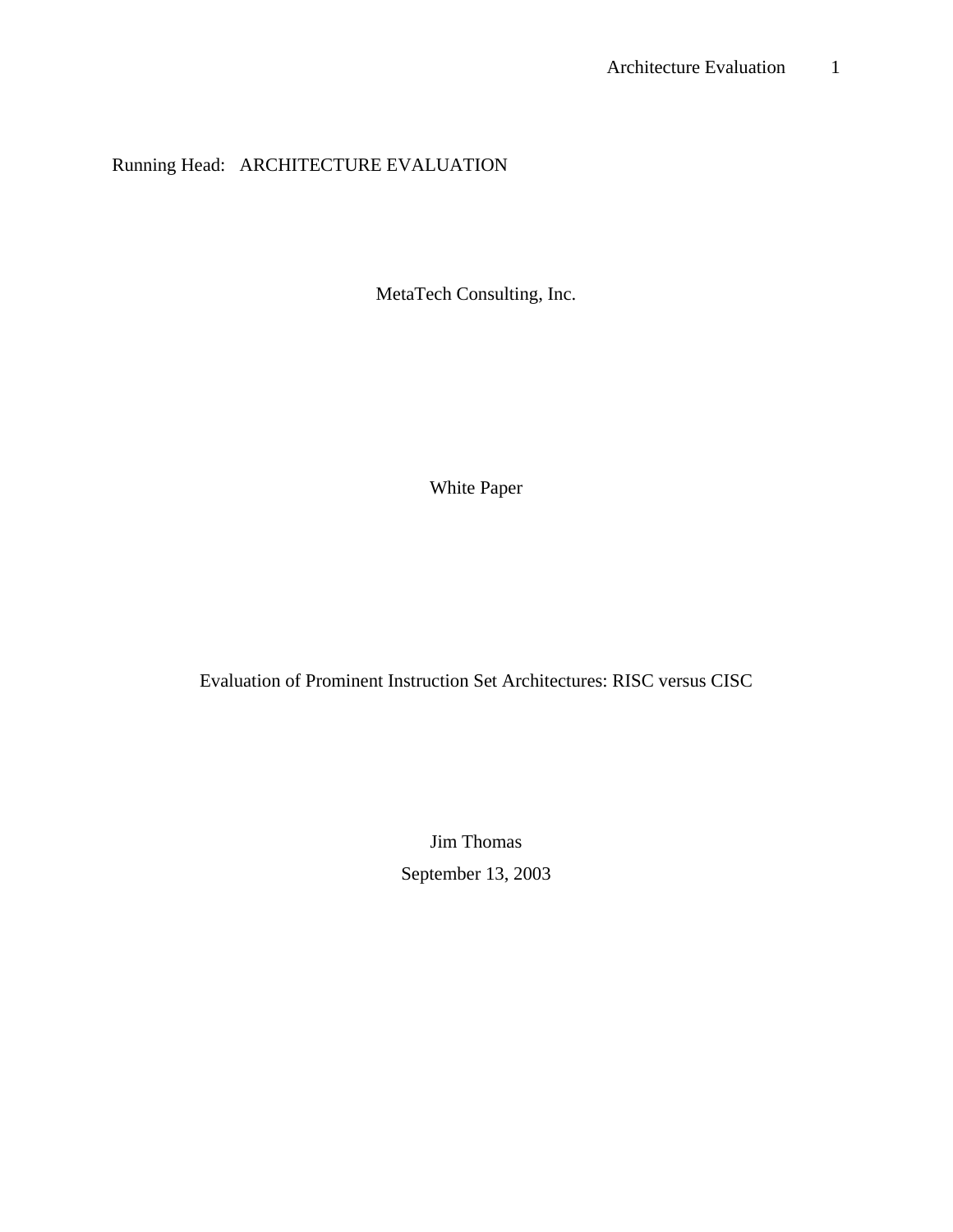Running Head: ARCHITECTURE EVALUATION

MetaTech Consulting, Inc.

White Paper

# Evaluation of Prominent Instruction Set Architectures: RISC versus CISC

Jim Thomas

September 13, 2003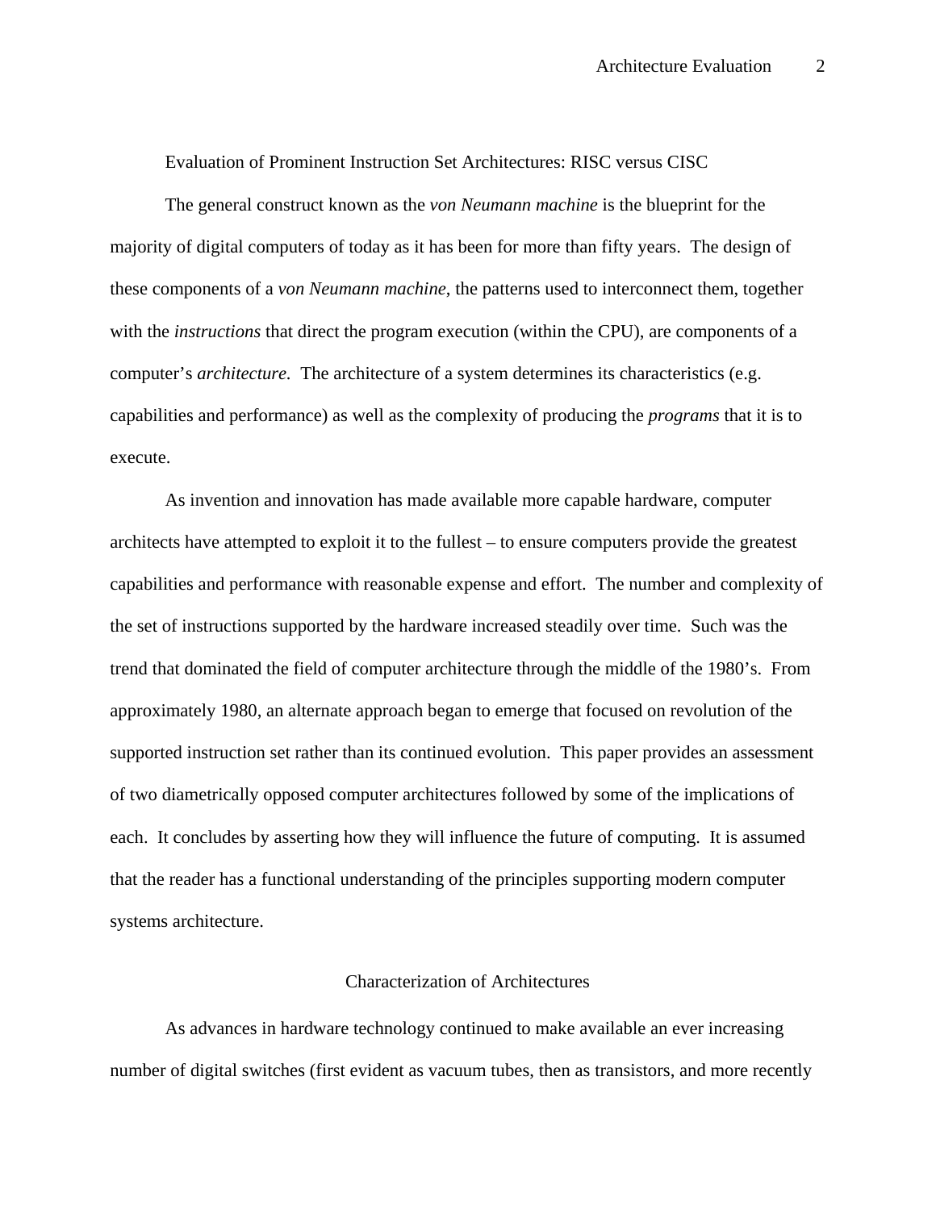# Evaluation of Prominent Instruction Set Architectures: RISC versus CISC

The general construct known as the *von Neumann machine* is the blueprint for the majority of digital computers of today as it has been for more than fifty years. The design of these components of a *von Neumann machine*, the patterns used to interconnect them, together with the *instructions* that direct the program execution (within the CPU), are components of a computer's *architecture.* The architecture of a system determines its characteristics (e.g. capabilities and performance) as well as the complexity of producing the *programs* that it is to execute.

As invention and innovation has made available more capable hardware, computer architects have attempted to exploit it to the fullest – to ensure computers provide the greatest capabilities and performance with reasonable expense and effort. The number and complexity of the set of instructions supported by the hardware increased steadily over time. Such was the trend that dominated the field of computer architecture through the middle of the 1980's. From approximately 1980, an alternate approach began to emerge that focused on revolution of the supported instruction set rather than its continued evolution. This paper provides an assessment of two diametrically opposed computer architectures followed by some of the implications of each. It concludes by asserting how they will influence the future of computing. It is assumed that the reader has a functional understanding of the principles supporting modern computer systems architecture.

## Characterization of Architectures

As advances in hardware technology continued to make available an ever increasing number of digital switches (first evident as vacuum tubes, then as transistors, and more recently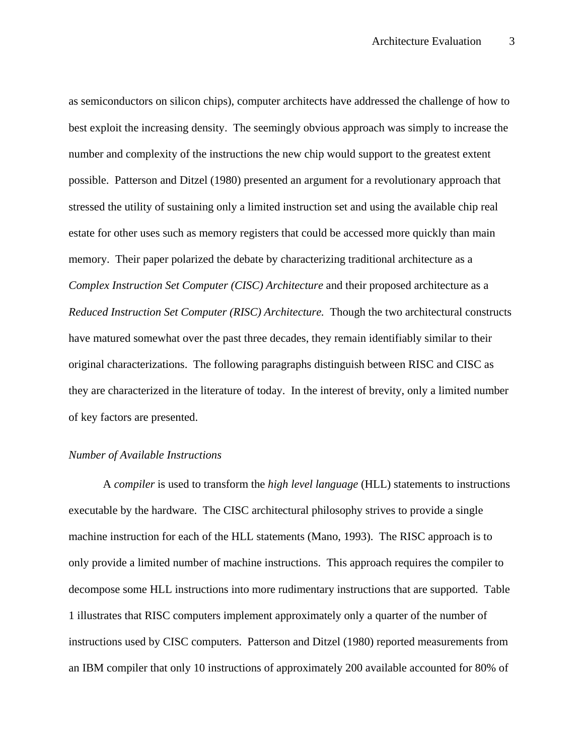as semiconductors on silicon chips), computer architects have addressed the challenge of how to best exploit the increasing density. The seemingly obvious approach was simply to increase the number and complexity of the instructions the new chip would support to the greatest extent possible. Patterson and Ditzel (1980) presented an argument for a revolutionary approach that stressed the utility of sustaining only a limited instruction set and using the available chip real estate for other uses such as memory registers that could be accessed more quickly than main memory. Their paper polarized the debate by characterizing traditional architecture as a *Complex Instruction Set Computer (CISC) Architecture* and their proposed architecture as a *Reduced Instruction Set Computer (RISC) Architecture.* Though the two architectural constructs have matured somewhat over the past three decades, they remain identifiably similar to their original characterizations. The following paragraphs distinguish between RISC and CISC as they are characterized in the literature of today. In the interest of brevity, only a limited number of key factors are presented.

### *Number of Available Instructions*

A *compiler* is used to transform the *high level language* (HLL) statements to instructions executable by the hardware. The CISC architectural philosophy strives to provide a single machine instruction for each of the HLL statements (Mano, 1993). The RISC approach is to only provide a limited number of machine instructions. This approach requires the compiler to decompose some HLL instructions into more rudimentary instructions that are supported. Table 1 illustrates that RISC computers implement approximately only a quarter of the number of instructions used by CISC computers. Patterson and Ditzel (1980) reported measurements from an IBM compiler that only 10 instructions of approximately 200 available accounted for 80% of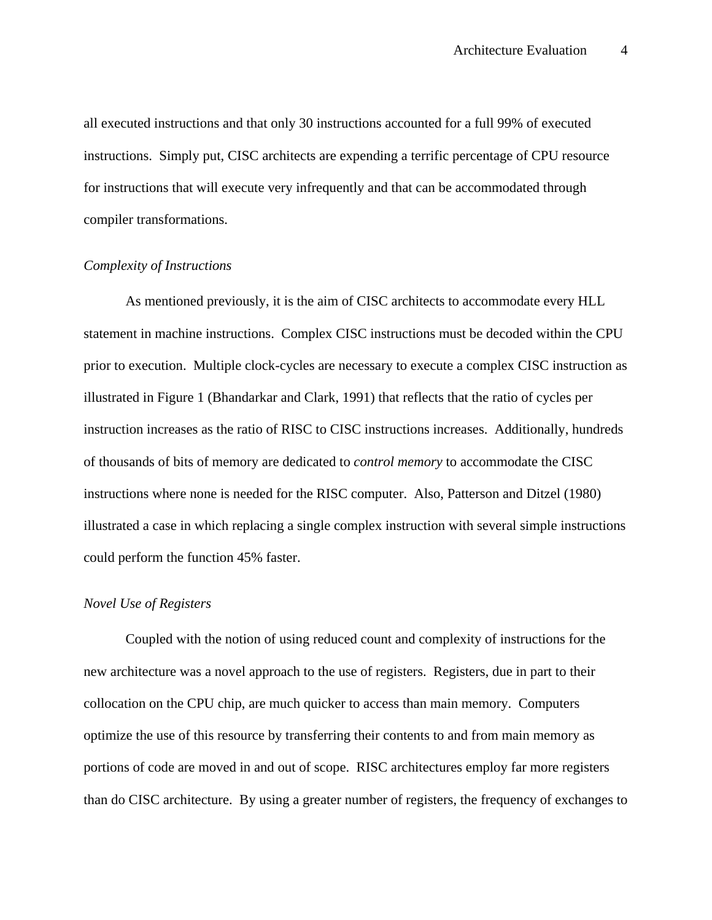all executed instructions and that only 30 instructions accounted for a full 99% of executed instructions. Simply put, CISC architects are expending a terrific percentage of CPU resource for instructions that will execute very infrequently and that can be accommodated through compiler transformations.

### *Complexity of Instructions*

As mentioned previously, it is the aim of CISC architects to accommodate every HLL statement in machine instructions. Complex CISC instructions must be decoded within the CPU prior to execution. Multiple clock-cycles are necessary to execute a complex CISC instruction as illustrated in Figure 1 (Bhandarkar and Clark, 1991) that reflects that the ratio of cycles per instruction increases as the ratio of RISC to CISC instructions increases. Additionally, hundreds of thousands of bits of memory are dedicated to *control memory* to accommodate the CISC instructions where none is needed for the RISC computer. Also, Patterson and Ditzel (1980) illustrated a case in which replacing a single complex instruction with several simple instructions could perform the function 45% faster.

### *Novel Use of Registers*

Coupled with the notion of using reduced count and complexity of instructions for the new architecture was a novel approach to the use of registers. Registers, due in part to their collocation on the CPU chip, are much quicker to access than main memory. Computers optimize the use of this resource by transferring their contents to and from main memory as portions of code are moved in and out of scope. RISC architectures employ far more registers than do CISC architecture. By using a greater number of registers, the frequency of exchanges to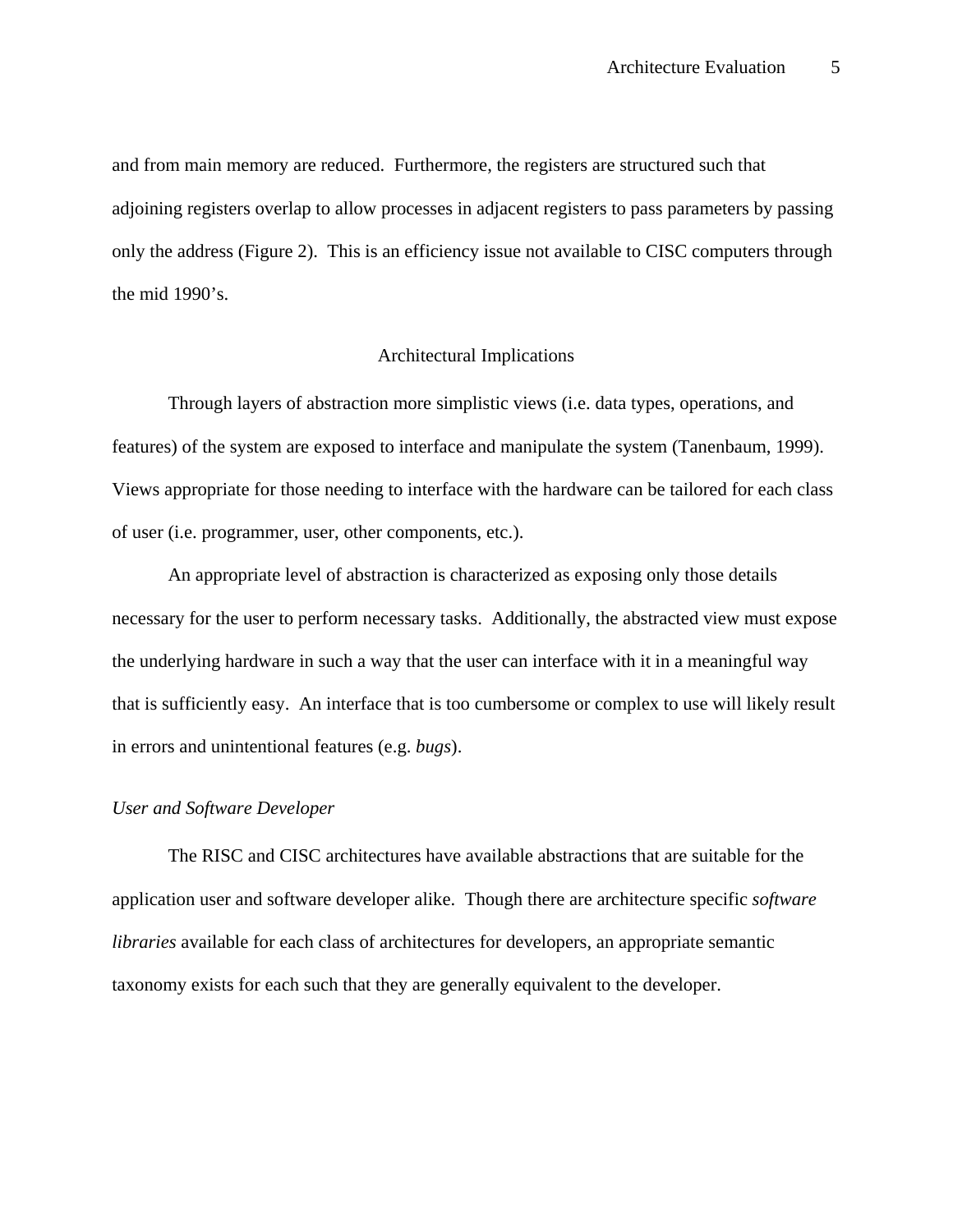and from main memory are reduced. Furthermore, the registers are structured such that adjoining registers overlap to allow processes in adjacent registers to pass parameters by passing only the address (Figure 2). This is an efficiency issue not available to CISC computers through the mid 1990's.

## Architectural Implications

Through layers of abstraction more simplistic views (i.e. data types, operations, and features) of the system are exposed to interface and manipulate the system (Tanenbaum, 1999). Views appropriate for those needing to interface with the hardware can be tailored for each class of user (i.e. programmer, user, other components, etc.).

An appropriate level of abstraction is characterized as exposing only those details necessary for the user to perform necessary tasks. Additionally, the abstracted view must expose the underlying hardware in such a way that the user can interface with it in a meaningful way that is sufficiently easy. An interface that is too cumbersome or complex to use will likely result in errors and unintentional features (e.g. *bugs*).

### *User and Software Developer*

The RISC and CISC architectures have available abstractions that are suitable for the application user and software developer alike. Though there are architecture specific *software libraries* available for each class of architectures for developers, an appropriate semantic taxonomy exists for each such that they are generally equivalent to the developer.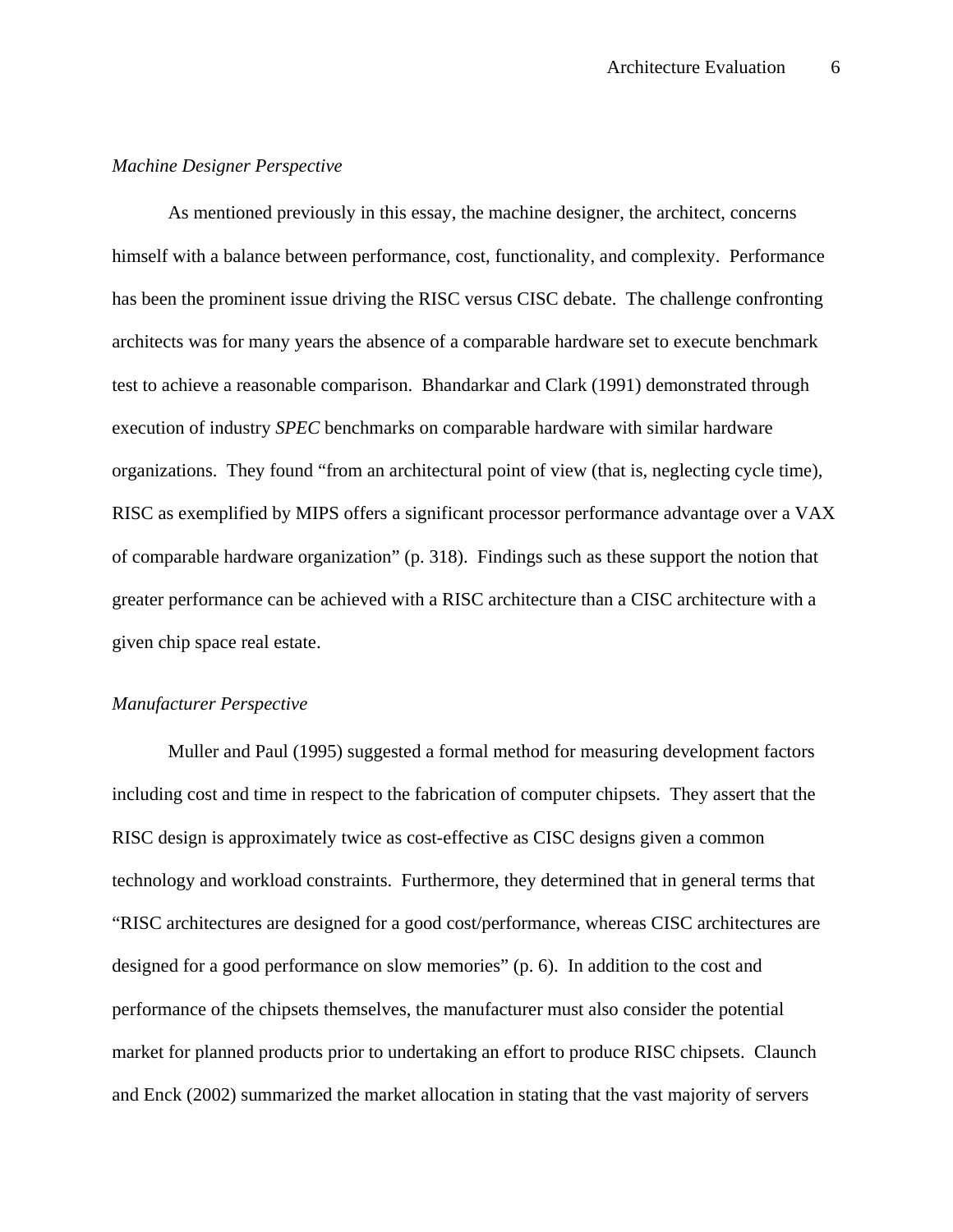*Machine Designer Perspective*

As mentioned previously in this essay, the machine designer, the architect, concerns himself with a balance between performance, cost, functionality, and complexity. Performance has been the prominent issue driving the RISC versus CISC debate. The challenge confronting architects was for many years the absence of a comparable hardware set to execute benchmark test to achieve a reasonable comparison. Bhandarkar and Clark (1991) demonstrated through execution of industry *SPEC* benchmarks on comparable hardware with similar hardware organizations. They found "from an architectural point of view (that is, neglecting cycle time), RISC as exemplified by MIPS offers a significant processor performance advantage over a VAX of comparable hardware organization" (p. 318). Findings such as these support the notion that greater performance can be achieved with a RISC architecture than a CISC architecture with a given chip space real estate.

*Manufacturer Perspective*

Muller and Paul (1995) suggested a formal method for measuring development factors including cost and time in respect to the fabrication of computer chipsets. They assert that the RISC design is approximately twice as cost-effective as CISC designs given a common technology and workload constraints. Furthermore, they determined that in general terms that "RISC architectures are designed for a good cost/performance, whereas CISC architectures are designed for a good performance on slow memories" (p. 6). In addition to the cost and performance of the chipsets themselves, the manufacturer must also consider the potential market for planned products prior to undertaking an effort to produce RISC chipsets. Claunch and Enck (2002) summarized the market allocation in stating that the vast majority of servers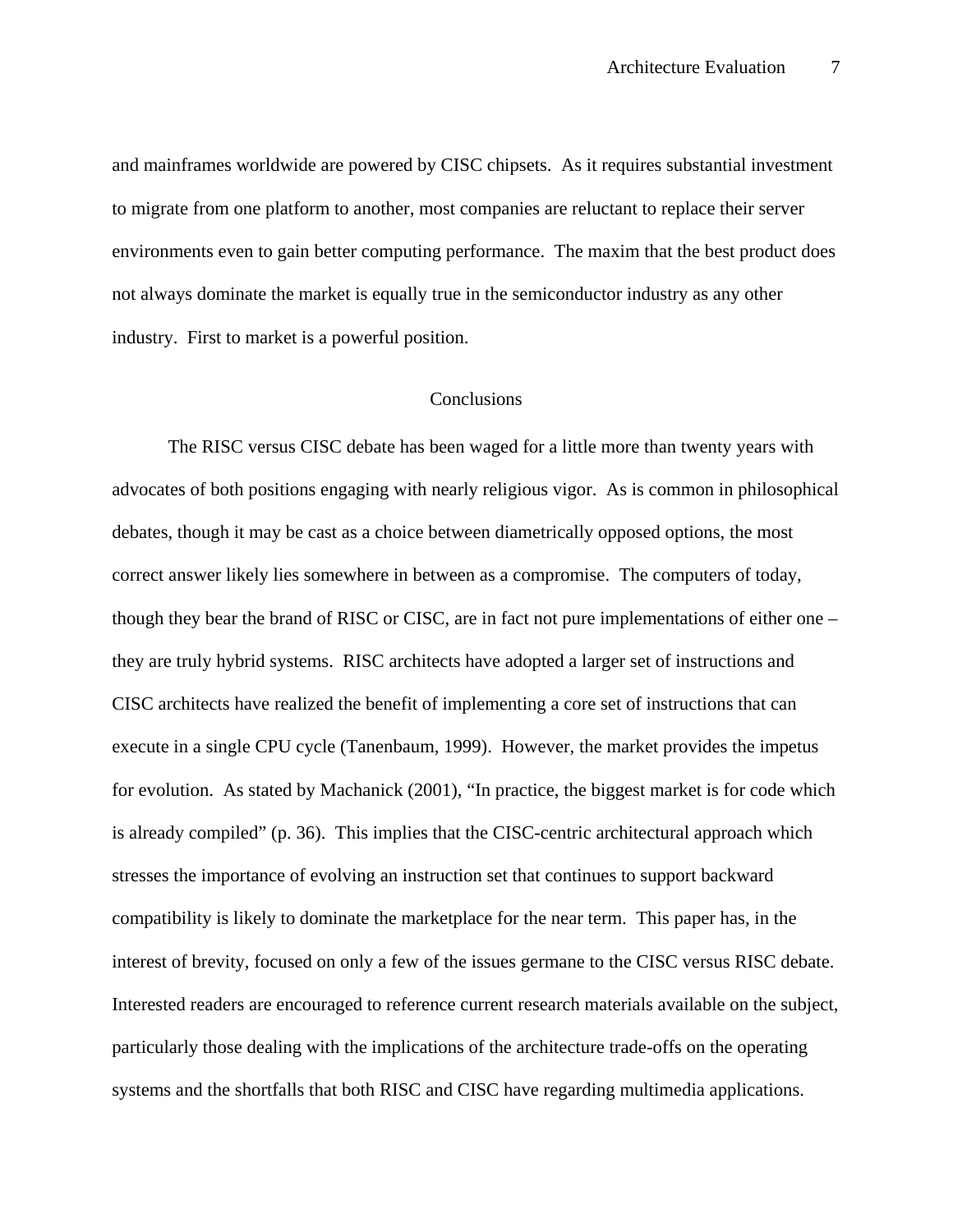and mainframes worldwide are powered by CISC chipsets. As it requires substantial investment to migrate from one platform to another, most companies are reluctant to replace their server environments even to gain better computing performance. The maxim that the best product does not always dominate the market is equally true in the semiconductor industry as any other industry. First to market is a powerful position.

## Conclusions

The RISC versus CISC debate has been waged for a little more than twenty years with advocates of both positions engaging with nearly religious vigor. As is common in philosophical debates, though it may be cast as a choice between diametrically opposed options, the most correct answer likely lies somewhere in between as a compromise. The computers of today, though they bear the brand of RISC or CISC, are in fact not pure implementations of either one – they are truly hybrid systems. RISC architects have adopted a larger set of instructions and CISC architects have realized the benefit of implementing a core set of instructions that can execute in a single CPU cycle (Tanenbaum, 1999). However, the market provides the impetus for evolution. As stated by Machanick (2001), "In practice, the biggest market is for code which is already compiled" (p. 36). This implies that the CISC-centric architectural approach which stresses the importance of evolving an instruction set that continues to support backward compatibility is likely to dominate the marketplace for the near term. This paper has, in the interest of brevity, focused on only a few of the issues germane to the CISC versus RISC debate. Interested readers are encouraged to reference current research materials available on the subject, particularly those dealing with the implications of the architecture trade-offs on the operating systems and the shortfalls that both RISC and CISC have regarding multimedia applications.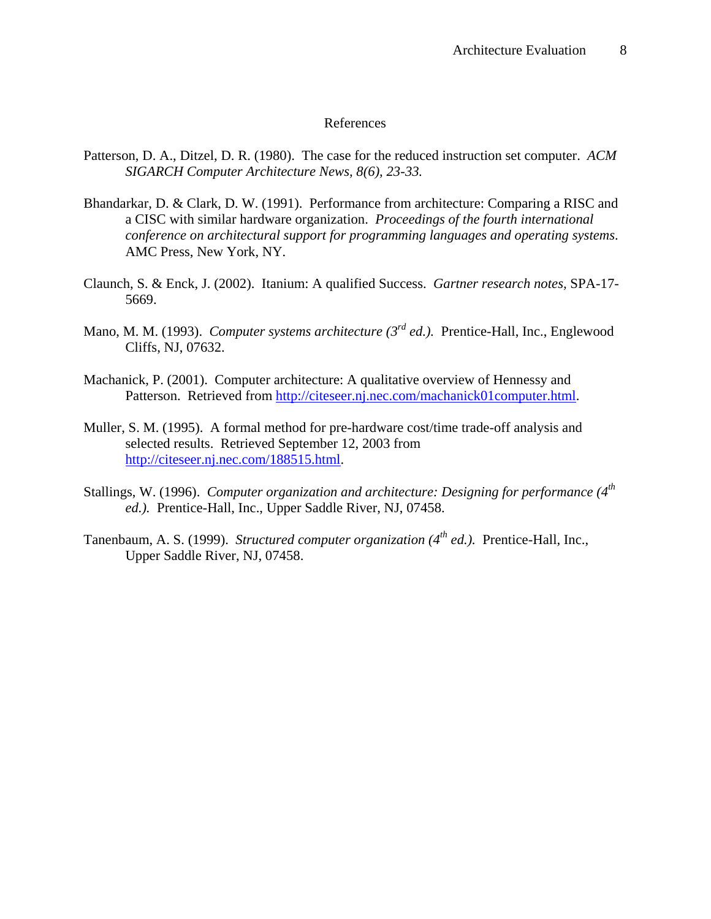# References

Patterson, D. A., Ditzel, D. R. (1980). The case for the reduced instruction set computer. *ACM SIGARCH Computer Architecture News, 8(6), 23-33.*

Bhandarkar, D. & Clark, D. W. (1991). Performance from architecture: Comparing a RISC and a CISC with similar hardware organization. *Proceedings of the fourth international conference on architectural support for programming languages and operating systems*. AMC Press, New York, NY.

Claunch, S. & Enck, J. (2002). Itanium: A qualified Success. *Gartner research notes*, SPA-17-5669.

Mano, M. M. (1993). *Computer systems architecture (3rd ed.).* Prentice-Hall, Inc., Englewood Cliffs, NJ, 07632.

Machanick, P. (2001). Computer architecture: A qualitative overview of Hennessy and Patterson. Retrieved from http://citeseer.nj.nec.com/machanick01computer.html.

Muller, S. M. (1995). A formal method for pre-hardware cost/time trade-off analysis and selected results. Retrieved September 12, 2003 from http://citeseer.nj.nec.com/188515.html.

Stallings, W. (1996). *Computer organization and architecture: Designing for performance (4th ed.).* Prentice-Hall, Inc., Upper Saddle River, NJ, 07458.

Tanenbaum, A. S. (1999). *Structured computer organization (4th ed.).* Prentice-Hall, Inc., Upper Saddle River, NJ, 07458.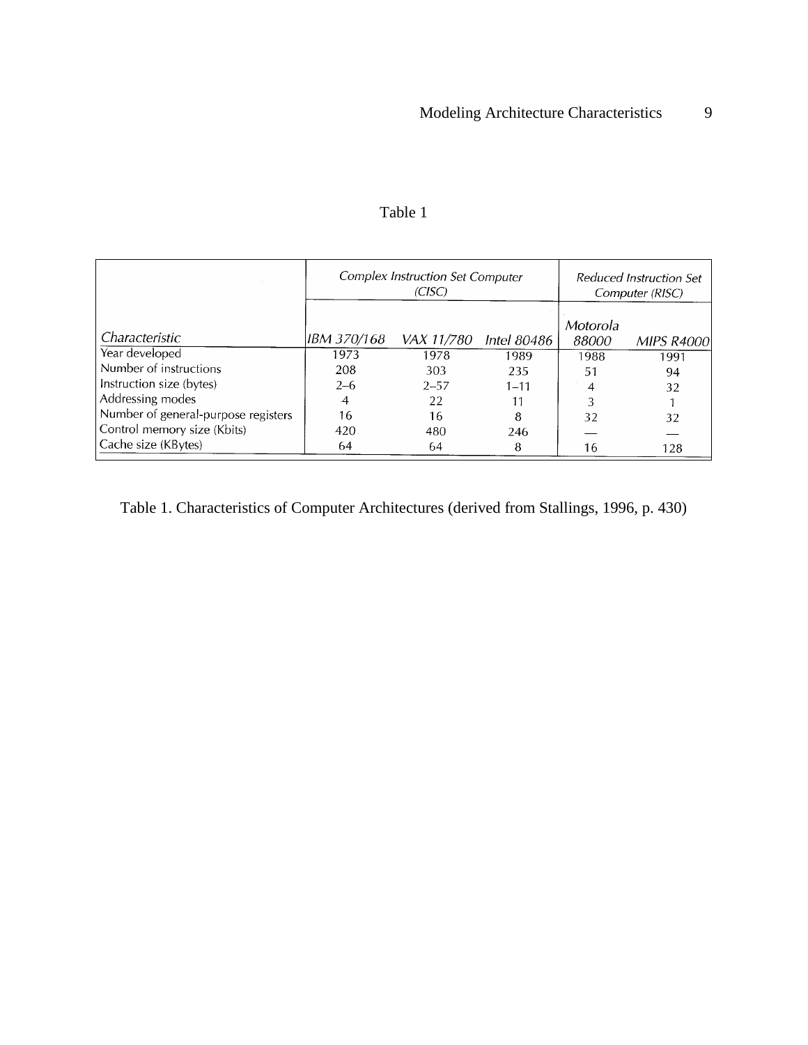Table 1

| | Complex Instruction Set Computer (CISC) | | | Reduced Instruction Set Computer (RISC) | |
|---|---|---|---|---|---|
| *Characteristic* | *IBM 370/168* | *VAX 11/780* | *Intel 80486* | *Motorola 88000* | *MIPS R4000* |
| Year developed | 1973 | 1978 | 1989 | 1988 | 1991 |
| Number of instructions | 208 | 303 | 235 | 51 | 94 |
| Instruction size (bytes) | 2–6 | 2–57 | 1–11 | 4 | 32 |
| Addressing modes | 4 | 22 | 11 | 3 | 1 |
| Number of general-purpose registers | 16 | 16 | 8 | 32 | 32 |
| Control memory size (Kbits) | 420 | 480 | 246 | — | — |
| Cache size (KBytes) | 64 | 64 | 8 | 16 | 128 |

Table 1. Characteristics of Computer Architectures (derived from Stallings, 1996, p. 430)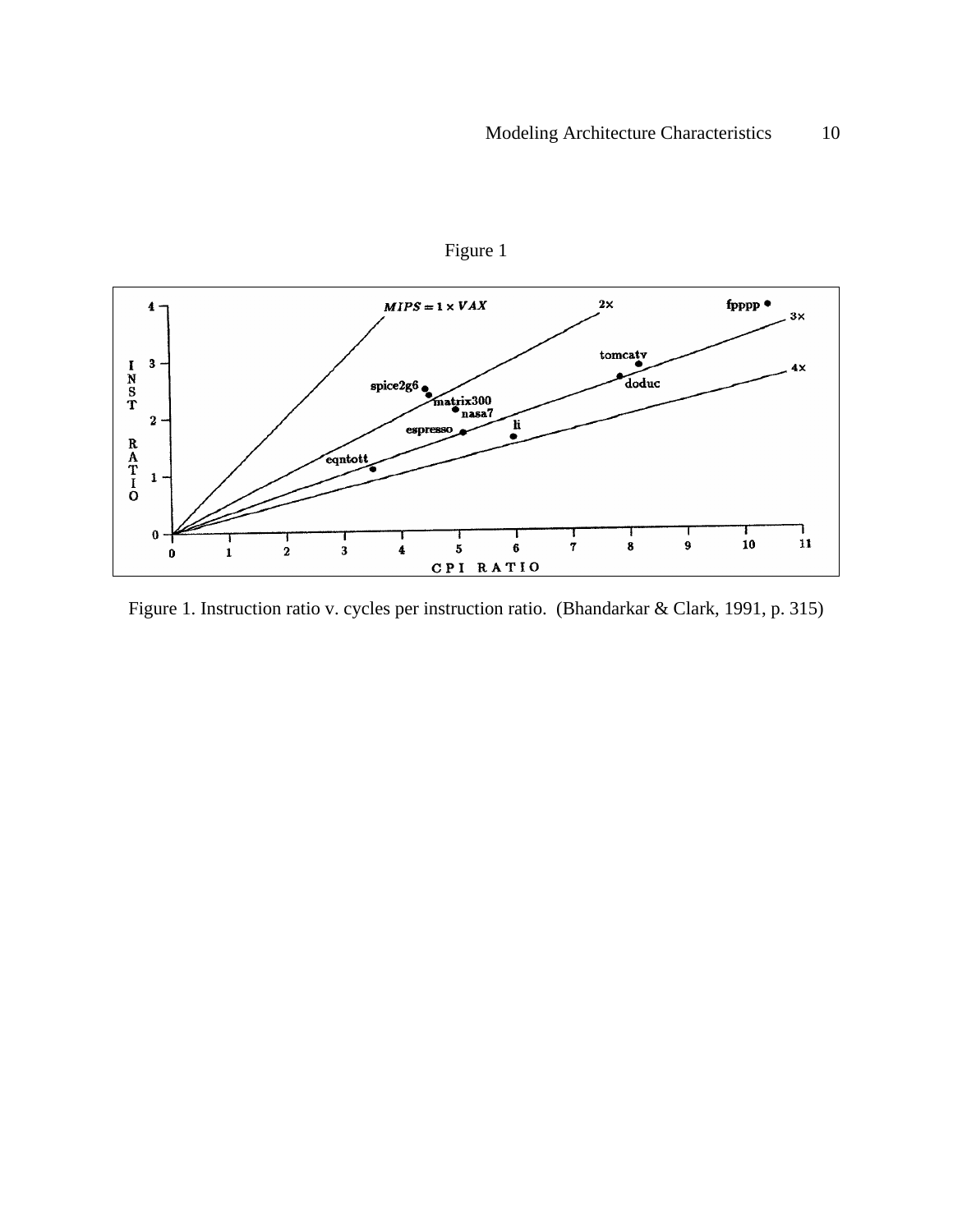Figure 1

Figure 1. Instruction ratio v. cycles per instruction ratio. (Bhandarkar & Clark, 1991, p. 315)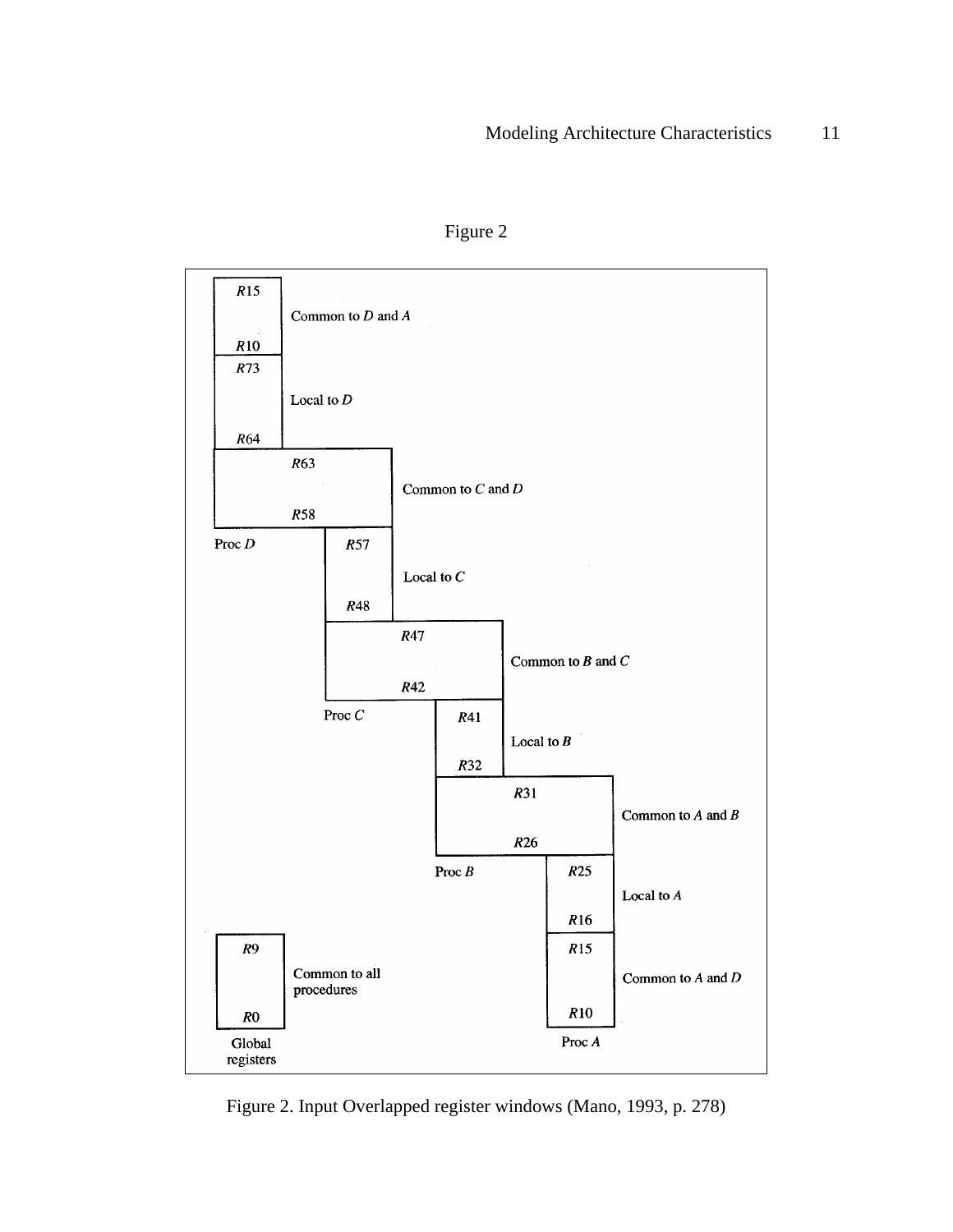Figure 2

R15

Common to D and A

R10

R73

Local to D

R64

R63

Common to C and D

R58

Proc D

R57

Local to C

R48

R47

Common to B and C

R42

Proc C

R41

Local to B

R32

R31

Common to A and B

R26

Proc B

R25

Local to A

R16

R15

Common to A and D

R10

Proc A

R9

Common to all procedures

R0

Global registers

Figure 2. Input Overlapped register windows (Mano, 1993, p. 278)